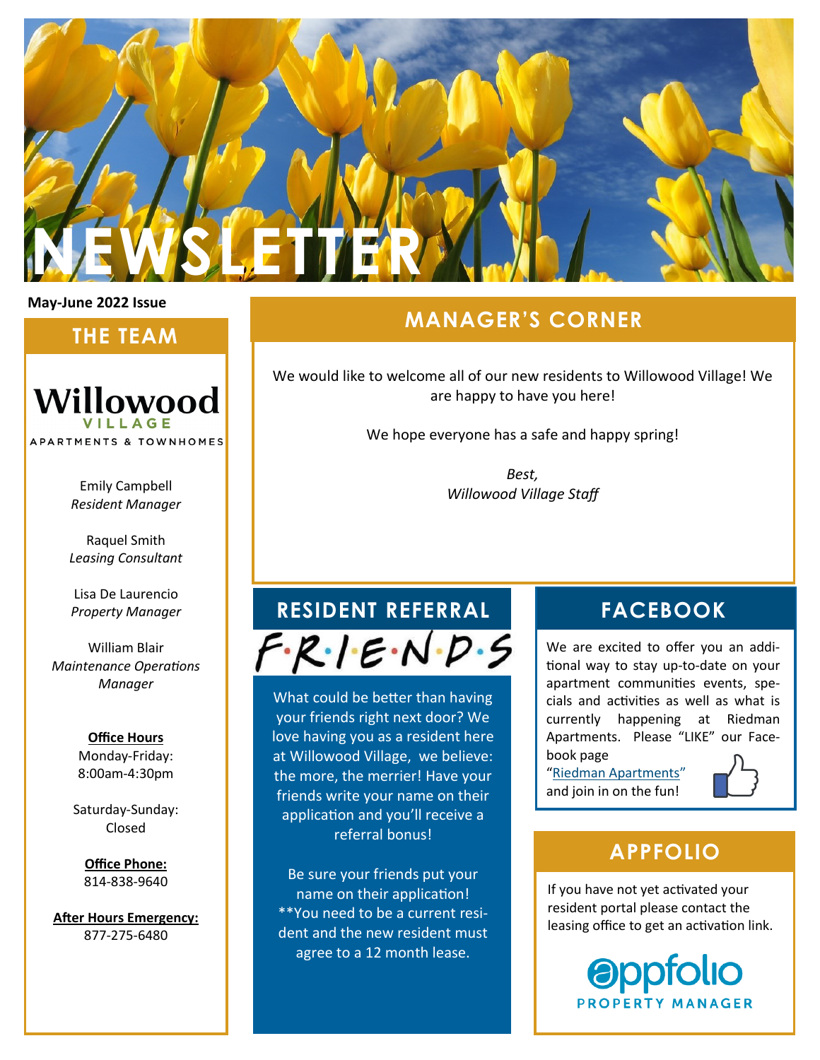# NEWSLETTER

**May-June 2022 Issue**

## THE TEAM

**Willowood**
VILLAGE
APARTMENTS & TOWNHOMES

Emily Campbell
*Resident Manager*

Raquel Smith
*Leasing Consultant*

Lisa De Laurencio
*Property Manager*

William Blair
*Maintenance Operations Manager*

**Office Hours**
Monday-Friday:
8:00am-4:30pm

Saturday-Sunday:
Closed

**Office Phone:**
814-838-9640

**After Hours Emergency:**
877-275-6480

## MANAGER'S CORNER

We would like to welcome all of our new residents to Willowood Village! We are happy to have you here!

We hope everyone has a safe and happy spring!

*Best,*
*Willowood Village Staff*

## RESIDENT REFERRAL

F·R·I·E·N·D·S

What could be better than having your friends right next door? We love having you as a resident here at Willowood Village, we believe: the more, the merrier! Have your friends write your name on their application and you'll receive a referral bonus!

Be sure your friends put your name on their application! **You need to be a current resident and the new resident must agree to a 12 month lease.

## FACEBOOK

We are excited to offer you an additional way to stay up-to-date on your apartment communities events, specials and activities as well as what is currently happening at Riedman Apartments. Please "LIKE" our Facebook page "Riedman Apartments" and join in on the fun!

## APPFOLIO

If you have not yet activated your resident portal please contact the leasing office to get an activation link.

appfolio
PROPERTY MANAGER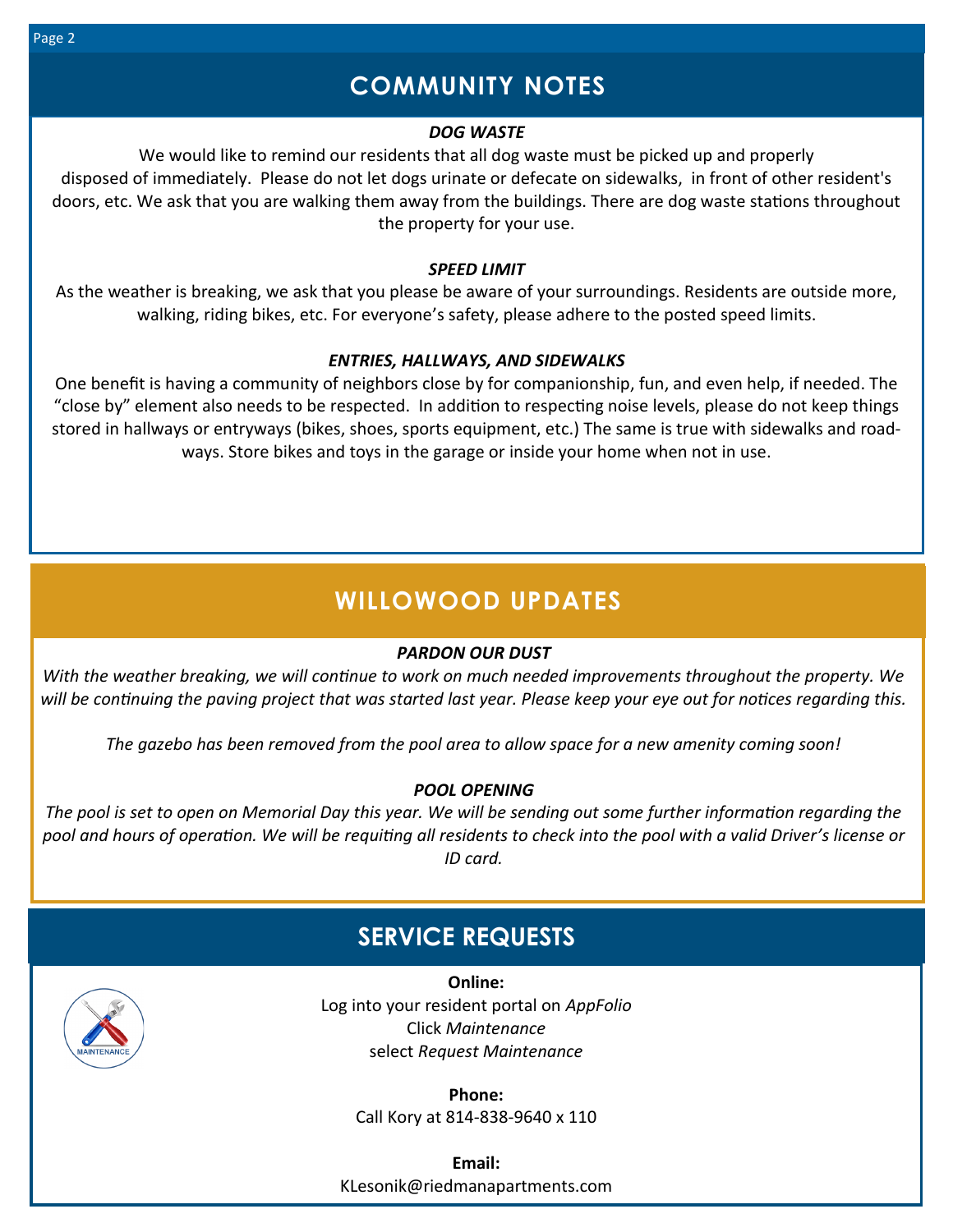## COMMUNITY NOTES

***DOG WASTE***

We would like to remind our residents that all dog waste must be picked up and properly disposed of immediately. Please do not let dogs urinate or defecate on sidewalks, in front of other resident's doors, etc. We ask that you are walking them away from the buildings. There are dog waste stations throughout the property for your use.

***SPEED LIMIT***

As the weather is breaking, we ask that you please be aware of your surroundings. Residents are outside more, walking, riding bikes, etc. For everyone's safety, please adhere to the posted speed limits.

***ENTRIES, HALLWAYS, AND SIDEWALKS***

One benefit is having a community of neighbors close by for companionship, fun, and even help, if needed. The "close by" element also needs to be respected. In addition to respecting noise levels, please do not keep things stored in hallways or entryways (bikes, shoes, sports equipment, etc.) The same is true with sidewalks and roadways. Store bikes and toys in the garage or inside your home when not in use.

## WILLOWOOD UPDATES

***PARDON OUR DUST***

*With the weather breaking, we will continue to work on much needed improvements throughout the property. We will be continuing the paving project that was started last year. Please keep your eye out for notices regarding this.*

*The gazebo has been removed from the pool area to allow space for a new amenity coming soon!*

***POOL OPENING***

*The pool is set to open on Memorial Day this year. We will be sending out some further information regarding the pool and hours of operation. We will be requiting all residents to check into the pool with a valid Driver's license or ID card.*

## SERVICE REQUESTS

**Online:**
Log into your resident portal on *AppFolio*
Click *Maintenance*
select *Request Maintenance*

**Phone:**
Call Kory at 814-838-9640 x 110

**Email:**
KLesonik@riedmanapartments.com